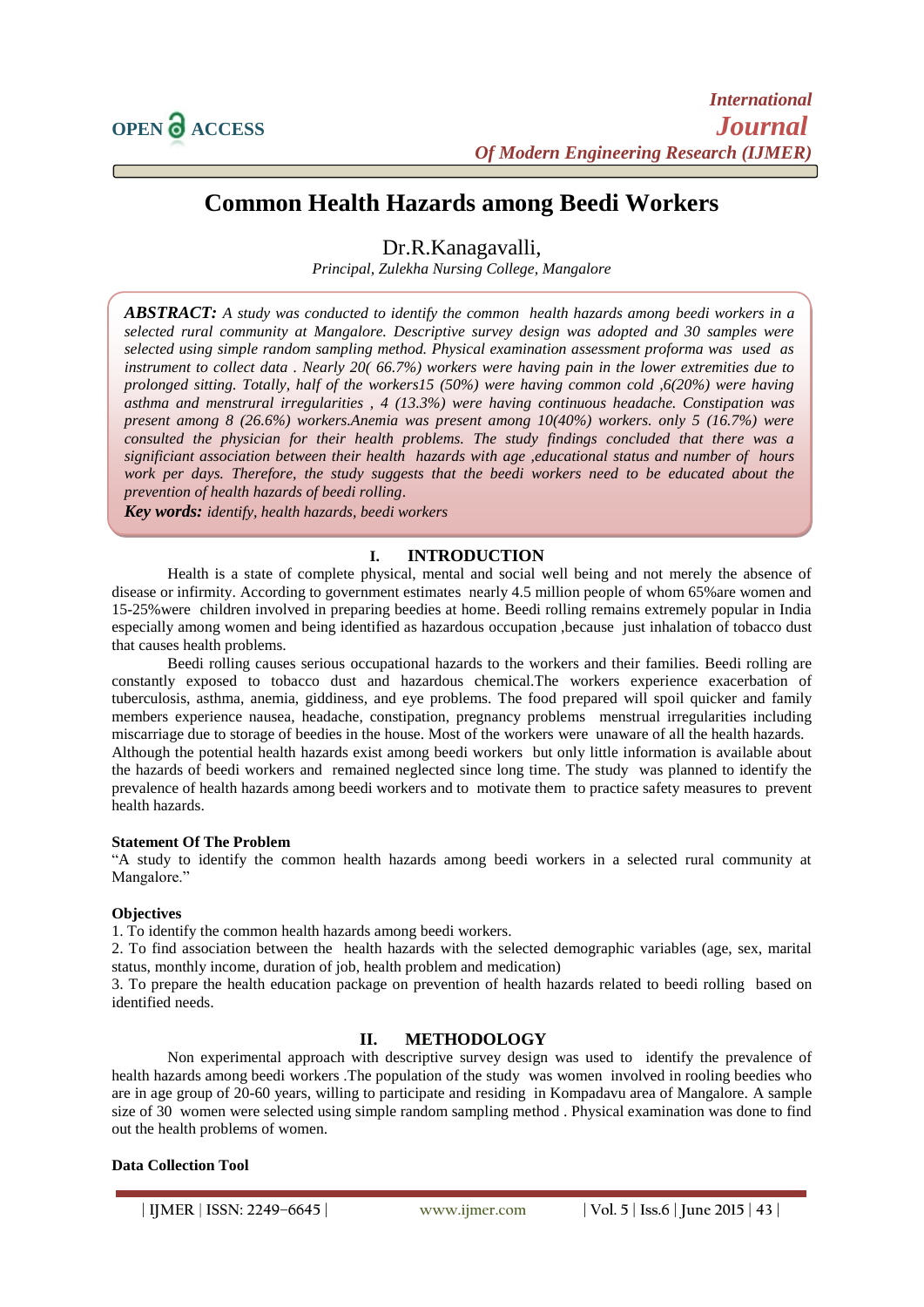# Common Health Hazards among Beedi Workers

Dr.R.Kanagavalli,

*Principal, Zulekha Nursing College, Mangalore*

***ABSTRACT:*** *A study was conducted to identify the common health hazards among beedi workers in a selected rural community at Mangalore. Descriptive survey design was adopted and 30 samples were selected using simple random sampling method. Physical examination assessment proforma was used as instrument to collect data . Nearly 20( 66.7%) workers were having pain in the lower extremities due to prolonged sitting. Totally, half of the workers15 (50%) were having common cold ,6(20%) were having asthma and menstrural irregularities , 4 (13.3%) were having continuous headache. Constipation was present among 8 (26.6%) workers.Anemia was present among 10(40%) workers. only 5 (16.7%) were consulted the physician for their health problems. The study findings concluded that there was a significiant association between their health hazards with age ,educational status and number of hours work per days. Therefore, the study suggests that the beedi workers need to be educated about the prevention of health hazards of beedi rolling.*

***Key words:*** *identify, health hazards, beedi workers*

## I. INTRODUCTION

Health is a state of complete physical, mental and social well being and not merely the absence of disease or infirmity. According to government estimates nearly 4.5 million people of whom 65%are women and 15-25%were children involved in preparing beedies at home. Beedi rolling remains extremely popular in India especially among women and being identified as hazardous occupation ,because just inhalation of tobacco dust that causes health problems.

Beedi rolling causes serious occupational hazards to the workers and their families. Beedi rolling are constantly exposed to tobacco dust and hazardous chemical.The workers experience exacerbation of tuberculosis, asthma, anemia, giddiness, and eye problems. The food prepared will spoil quicker and family members experience nausea, headache, constipation, pregnancy problems menstrual irregularities including miscarriage due to storage of beedies in the house. Most of the workers were unaware of all the health hazards. Although the potential health hazards exist among beedi workers but only little information is available about the hazards of beedi workers and remained neglected since long time. The study was planned to identify the prevalence of health hazards among beedi workers and to motivate them to practice safety measures to prevent health hazards.

### Statement Of The Problem

"A study to identify the common health hazards among beedi workers in a selected rural community at Mangalore."

### Objectives

1. To identify the common health hazards among beedi workers.
2. To find association between the health hazards with the selected demographic variables (age, sex, marital status, monthly income, duration of job, health problem and medication)
3. To prepare the health education package on prevention of health hazards related to beedi rolling based on identified needs.

## II. METHODOLOGY

Non experimental approach with descriptive survey design was used to identify the prevalence of health hazards among beedi workers .The population of the study was women involved in rooling beedies who are in age group of 20-60 years, willing to participate and residing in Kompadavu area of Mangalore. A sample size of 30 women were selected using simple random sampling method . Physical examination was done to find out the health problems of women.

### Data Collection Tool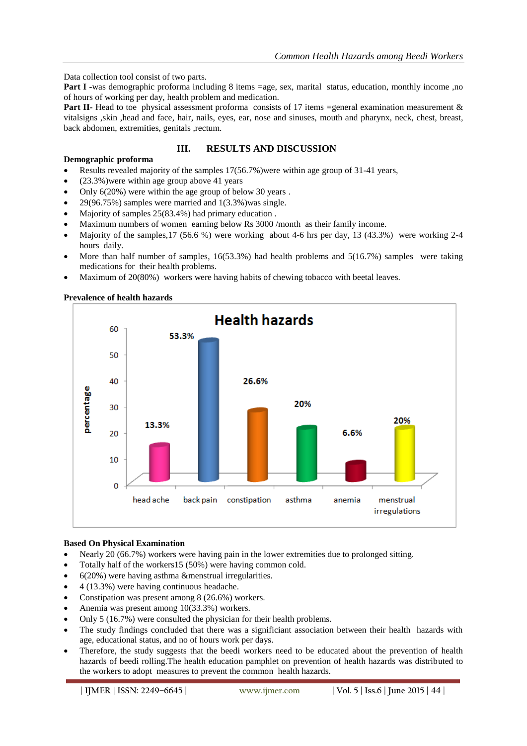Data collection tool consist of two parts.

**Part I** -was demographic proforma including 8 items =age, sex, marital status, education, monthly income ,no of hours of working per day, health problem and medication.

**Part II-** Head to toe physical assessment proforma consists of 17 items =general examination measurement & vitalsigns ,skin ,head and face, hair, nails, eyes, ear, nose and sinuses, mouth and pharynx, neck, chest, breast, back abdomen, extremities, genitals ,rectum.

## III. RESULTS AND DISCUSSION

**Demographic proforma**

- Results revealed majority of the samples 17(56.7%)were within age group of 31-41 years,
- (23.3%)were within age group above 41 years
- Only 6(20%) were within the age group of below 30 years .
- 29(96.75%) samples were married and 1(3.3%)was single.
- Majority of samples 25(83.4%) had primary education .
- Maximum numbers of women earning below Rs 3000 /month as their family income.
- Majority of the samples,17 (56.6 %) were working about 4-6 hrs per day, 13 (43.3%) were working 2-4 hours daily.
- More than half number of samples, 16(53.3%) had health problems and 5(16.7%) samples were taking medications for their health problems.
- Maximum of 20(80%) workers were having habits of chewing tobacco with beetal leaves.

**Prevalence of health hazards**

Health hazards

| | head ache | back pain | constipation | asthma | anemia | menstrual irregulations |
|---|---|---|---|---|---|---|
| percentage | 13.3% | 53.3% | 26.6% | 20% | 6.6% | 20% |

**Based On Physical Examination**

- Nearly 20 (66.7%) workers were having pain in the lower extremities due to prolonged sitting.
- Totally half of the workers15 (50%) were having common cold.
- 6(20%) were having asthma &menstrual irregularities.
- 4 (13.3%) were having continuous headache.
- Constipation was present among 8 (26.6%) workers.
- Anemia was present among 10(33.3%) workers.
- Only 5 (16.7%) were consulted the physician for their health problems.
- The study findings concluded that there was a significiant association between their health hazards with age, educational status, and no of hours work per days.
- Therefore, the study suggests that the beedi workers need to be educated about the prevention of health hazards of beedi rolling.The health education pamphlet on prevention of health hazards was distributed to the workers to adopt measures to prevent the common health hazards.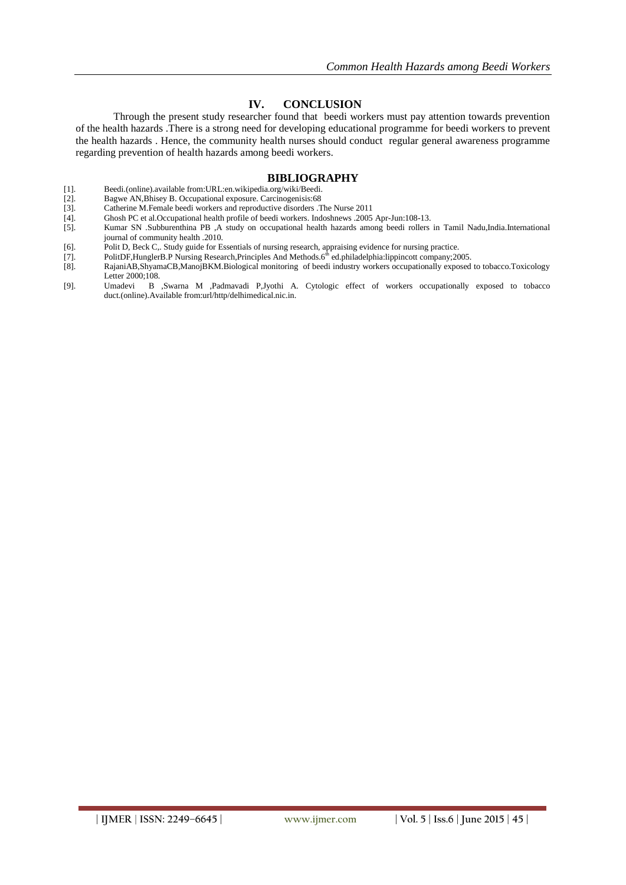## IV. CONCLUSION

Through the present study researcher found that beedi workers must pay attention towards prevention of the health hazards .There is a strong need for developing educational programme for beedi workers to prevent the health hazards . Hence, the community health nurses should conduct regular general awareness programme regarding prevention of health hazards among beedi workers.

## BIBLIOGRAPHY

[1]. Beedi.(online).available from:URL:en.wikipedia.org/wiki/Beedi.
[2]. Bagwe AN,Bhisey B. Occupational exposure. Carcinogenisis:68
[3]. Catherine M.Female beedi workers and reproductive disorders .The Nurse 2011
[4]. Ghosh PC et al.Occupational health profile of beedi workers. Indoshnews .2005 Apr-Jun:108-13.
[5]. Kumar SN .Subburenthina PB ,A study on occupational health hazards among beedi rollers in Tamil Nadu,India.International journal of community health .2010.
[6]. Polit D, Beck C,. Study guide for Essentials of nursing research, appraising evidence for nursing practice.
[7]. PolitDF,HunglerB.P Nursing Research,Principles And Methods.6th ed.philadelphia:lippincott company;2005.
[8]. RajaniAB,ShyamaCB,ManojBKM.Biological monitoring of beedi industry workers occupationally exposed to tobacco.Toxicology Letter 2000;108.
[9]. Umadevi B ,Swarna M ,Padmavadi P,Jyothi A. Cytologic effect of workers occupationally exposed to tobacco duct.(online).Available from:url/http/delhimedical.nic.in.